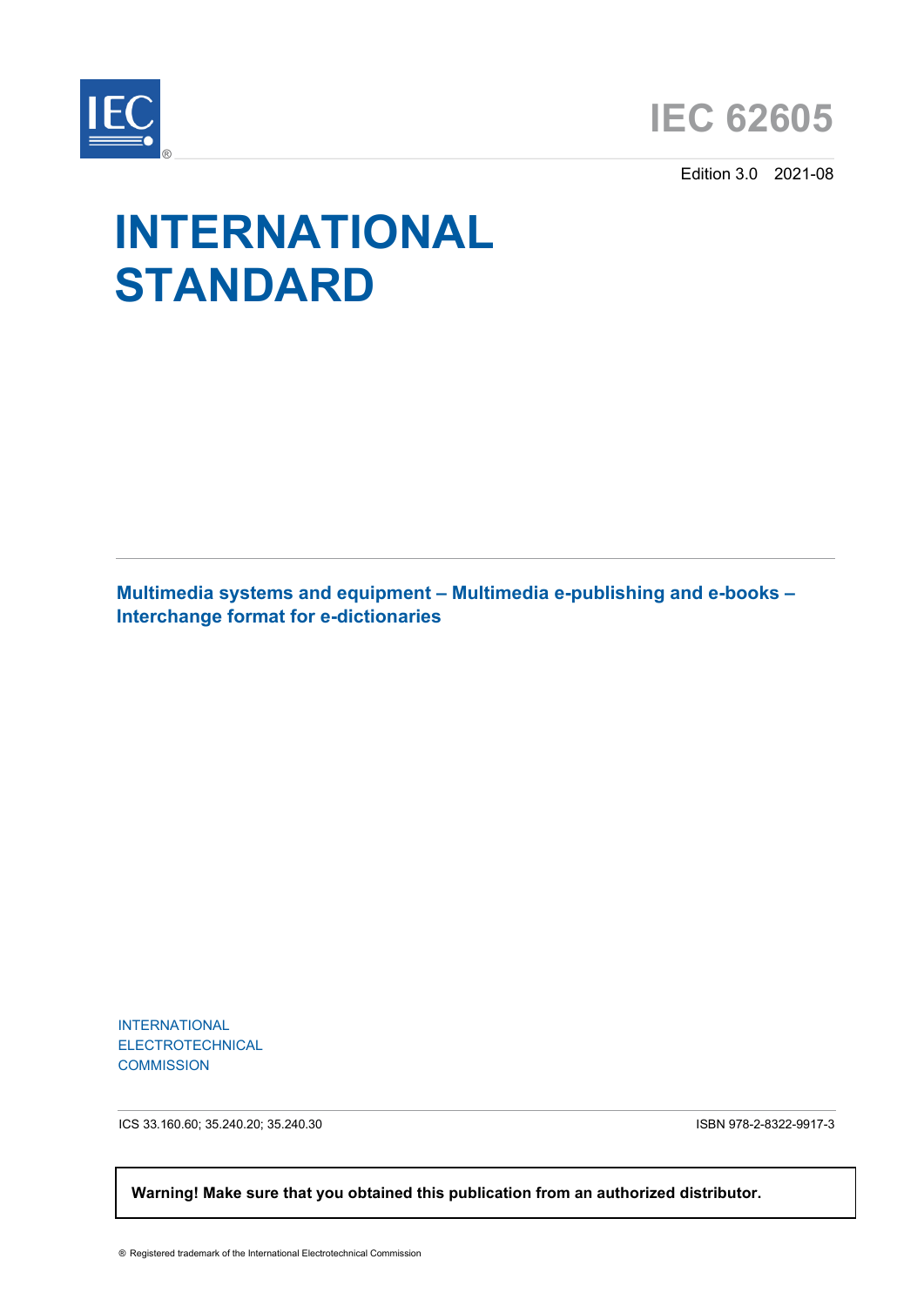IEC®

# IEC 62605

Edition 3.0 2021-08

# INTERNATIONAL STANDARD

**Multimedia systems and equipment – Multimedia e-publishing and e-books – Interchange format for e-dictionaries**

INTERNATIONAL ELECTROTECHNICAL COMMISSION

ICS 33.160.60; 35.240.20; 35.240.30

ISBN 978-2-8322-9917-3

**Warning! Make sure that you obtained this publication from an authorized distributor.**

® Registered trademark of the International Electrotechnical Commission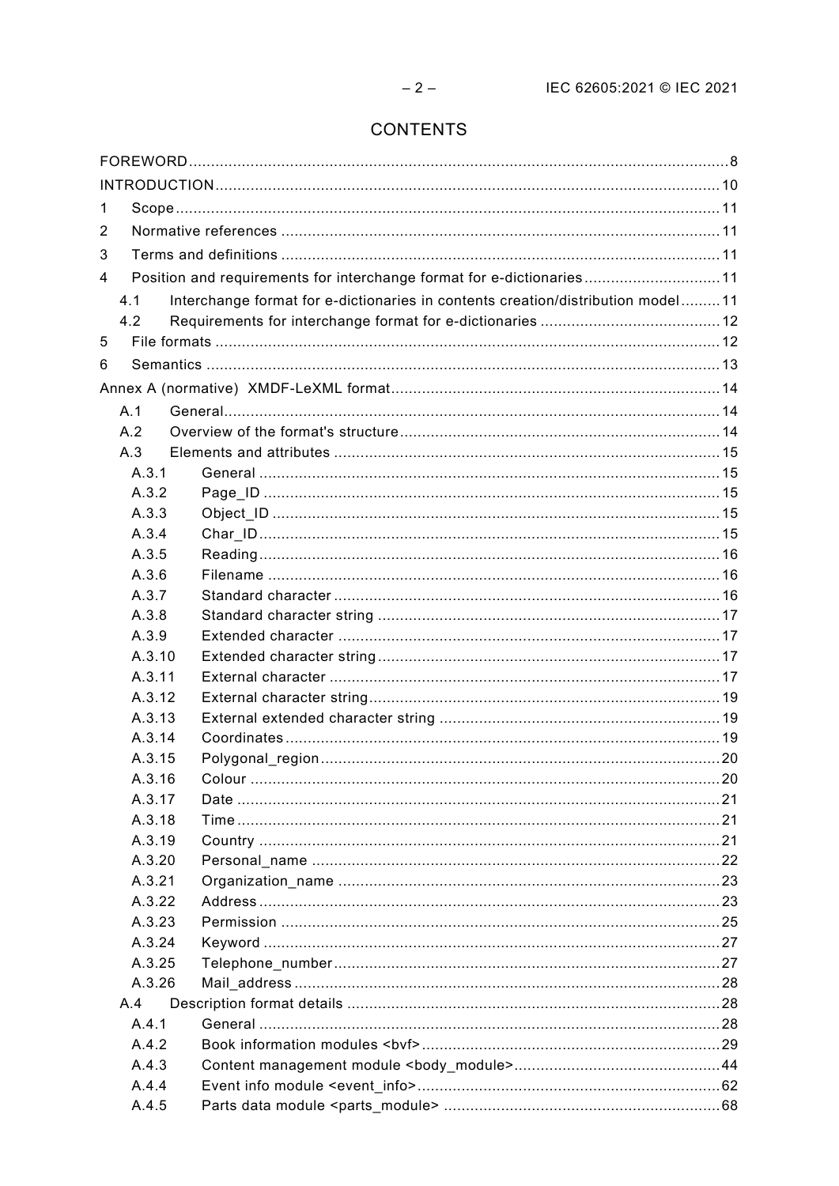# CONTENTS

FOREWORD.......................................................................................................................8
INTRODUCTION.................................................................................................................10
1 Scope..........................................................................................................................11
2 Normative references ..................................................................................................11
3 Terms and definitions ..................................................................................................11
4 Position and requirements for interchange format for e-dictionaries ..............................11
  4.1 Interchange format for e-dictionaries in contents creation/distribution model .........11
  4.2 Requirements for interchange format for e-dictionaries .........................................12
5 File formats .................................................................................................................12
6 Semantics ...................................................................................................................13
Annex A (normative) XMDF-LeXML format.........................................................................14
  A.1 General................................................................................................................14
  A.2 Overview of the format's structure........................................................................14
  A.3 Elements and attributes .......................................................................................15
    A.3.1 General ........................................................................................................15
    A.3.2 Page_ID .......................................................................................................15
    A.3.3 Object_ID .....................................................................................................15
    A.3.4 Char_ID........................................................................................................15
    A.3.5 Reading........................................................................................................16
    A.3.6 Filename ......................................................................................................16
    A.3.7 Standard character .......................................................................................16
    A.3.8 Standard character string .............................................................................17
    A.3.9 Extended character ......................................................................................17
    A.3.10 Extended character string.............................................................................17
    A.3.11 External character ........................................................................................17
    A.3.12 External character string...............................................................................19
    A.3.13 External extended character string ................................................................19
    A.3.14 Coordinates..................................................................................................19
    A.3.15 Polygonal_region...........................................................................................20
    A.3.16 Colour ..........................................................................................................20
    A.3.17 Date .............................................................................................................21
    A.3.18 Time .............................................................................................................21
    A.3.19 Country ........................................................................................................21
    A.3.20 Personal_name ............................................................................................22
    A.3.21 Organization_name ......................................................................................23
    A.3.22 Address ........................................................................................................23
    A.3.23 Permission ...................................................................................................25
    A.3.24 Keyword .......................................................................................................27
    A.3.25 Telephone_number.......................................................................................27
    A.3.26 Mail_address ................................................................................................28
  A.4 Description format details ....................................................................................28
    A.4.1 General ........................................................................................................28
    A.4.2 Book information modules <bvf>...................................................................29
    A.4.3 Content management module <body_module>...............................................44
    A.4.4 Event info module <event_info>....................................................................62
    A.4.5 Parts data module <parts_module> ..............................................................68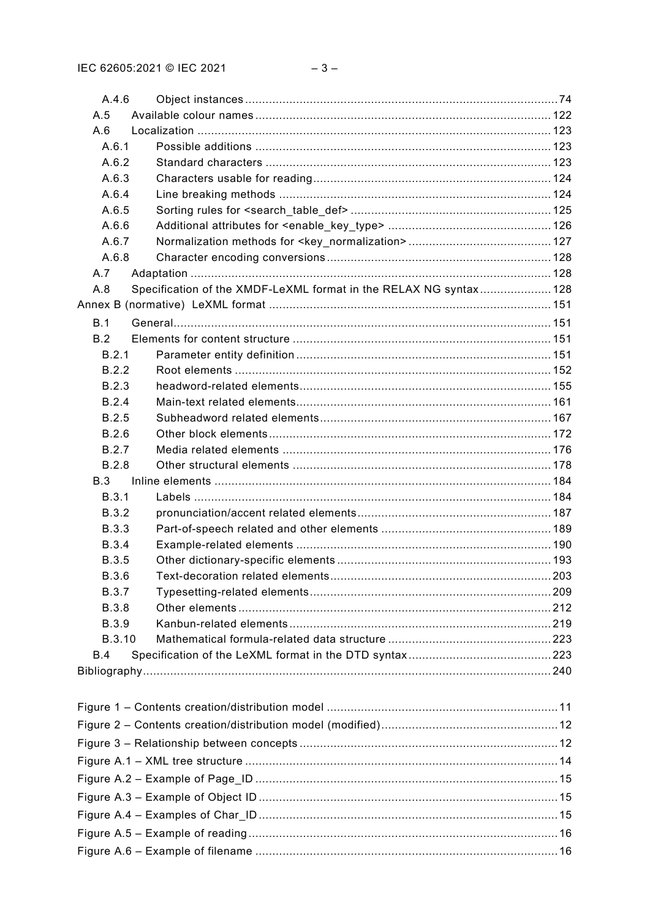A.4.6 Object instances ... 74
A.5 Available colour names ... 122
A.6 Localization ... 123
A.6.1 Possible additions ... 123
A.6.2 Standard characters ... 123
A.6.3 Characters usable for reading ... 124
A.6.4 Line breaking methods ... 124
A.6.5 Sorting rules for <search_table_def> ... 125
A.6.6 Additional attributes for <enable_key_type> ... 126
A.6.7 Normalization methods for <key_normalization> ... 127
A.6.8 Character encoding conversions ... 128
A.7 Adaptation ... 128
A.8 Specification of the XMDF-LeXML format in the RELAX NG syntax ... 128
Annex B (normative) LeXML format ... 151
B.1 General ... 151
B.2 Elements for content structure ... 151
B.2.1 Parameter entity definition ... 151
B.2.2 Root elements ... 152
B.2.3 headword-related elements ... 155
B.2.4 Main-text related elements ... 161
B.2.5 Subheadword related elements ... 167
B.2.6 Other block elements ... 172
B.2.7 Media related elements ... 176
B.2.8 Other structural elements ... 178
B.3 Inline elements ... 184
B.3.1 Labels ... 184
B.3.2 pronunciation/accent related elements ... 187
B.3.3 Part-of-speech related and other elements ... 189
B.3.4 Example-related elements ... 190
B.3.5 Other dictionary-specific elements ... 193
B.3.6 Text-decoration related elements ... 203
B.3.7 Typesetting-related elements ... 209
B.3.8 Other elements ... 212
B.3.9 Kanbun-related elements ... 219
B.3.10 Mathematical formula-related data structure ... 223
B.4 Specification of the LeXML format in the DTD syntax ... 223
Bibliography ... 240

Figure 1 – Contents creation/distribution model ... 11
Figure 2 – Contents creation/distribution model (modified) ... 12
Figure 3 – Relationship between concepts ... 12
Figure A.1 – XML tree structure ... 14
Figure A.2 – Example of Page_ID ... 15
Figure A.3 – Example of Object ID ... 15
Figure A.4 – Examples of Char_ID ... 15
Figure A.5 – Example of reading ... 16
Figure A.6 – Example of filename ... 16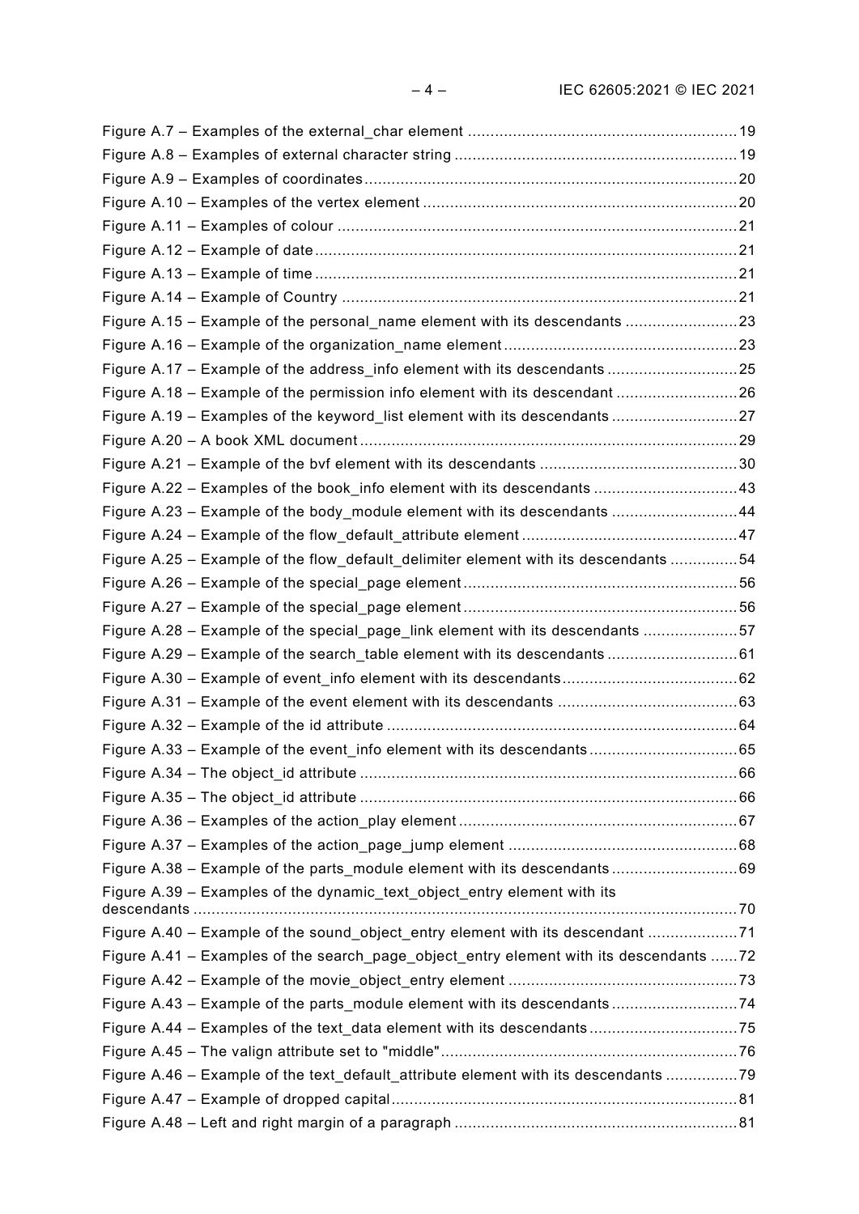Figure A.7 – Examples of the external_char element ........................................................................ 19
Figure A.8 – Examples of external character string ........................................................................ 19
Figure A.9 – Examples of coordinates ............................................................................................. 20
Figure A.10 – Examples of the vertex element ................................................................................ 20
Figure A.11 – Examples of colour ................................................................................................... 21
Figure A.12 – Example of date ........................................................................................................ 21
Figure A.13 – Example of time ........................................................................................................ 21
Figure A.14 – Example of Country ................................................................................................... 21
Figure A.15 – Example of the personal_name element with its descendants ................................. 23
Figure A.16 – Example of the organization_name element .............................................................. 23
Figure A.17 – Example of the address_info element with its descendants ..................................... 25
Figure A.18 – Example of the permission info element with its descendant ................................... 26
Figure A.19 – Examples of the keyword_list element with its descendants .................................... 27
Figure A.20 – A book XML document .............................................................................................. 29
Figure A.21 – Example of the bvf element with its descendants ..................................................... 30
Figure A.22 – Examples of the book_info element with its descendants ........................................ 43
Figure A.23 – Example of the body_module element with its descendants .................................... 44
Figure A.24 – Example of the flow_default_attribute element ......................................................... 47
Figure A.25 – Example of the flow_default_delimiter element with its descendants ....................... 54
Figure A.26 – Example of the special_page element ....................................................................... 56
Figure A.27 – Example of the special_page element ....................................................................... 56
Figure A.28 – Example of the special_page_link element with its descendants .............................. 57
Figure A.29 – Example of the search_table element with its descendants ..................................... 61
Figure A.30 – Example of event_info element with its descendants ................................................ 62
Figure A.31 – Example of the event element with its descendants ................................................. 63
Figure A.32 – Example of the id attribute ........................................................................................ 64
Figure A.33 – Example of the event_info element with its descendants .......................................... 65
Figure A.34 – The object_id attribute .............................................................................................. 66
Figure A.35 – The object_id attribute .............................................................................................. 66
Figure A.36 – Examples of the action_play element ........................................................................ 67
Figure A.37 – Examples of the action_page_jump element ............................................................. 68
Figure A.38 – Example of the parts_module element with its descendants ..................................... 69
Figure A.39 – Examples of the dynamic_text_object_entry element with its descendants ............................................................................................................................. 70
Figure A.40 – Example of the sound_object_entry element with its descendant ............................. 71
Figure A.41 – Examples of the search_page_object_entry element with its descendants ............... 72
Figure A.42 – Example of the movie_object_entry element ............................................................. 73
Figure A.43 – Example of the parts_module element with its descendants ..................................... 74
Figure A.44 – Examples of the text_data element with its descendants .......................................... 75
Figure A.45 – The valign attribute set to "middle" ........................................................................... 76
Figure A.46 – Example of the text_default_attribute element with its descendants ......................... 79
Figure A.47 – Example of dropped capital ....................................................................................... 81
Figure A.48 – Left and right margin of a paragraph ......................................................................... 81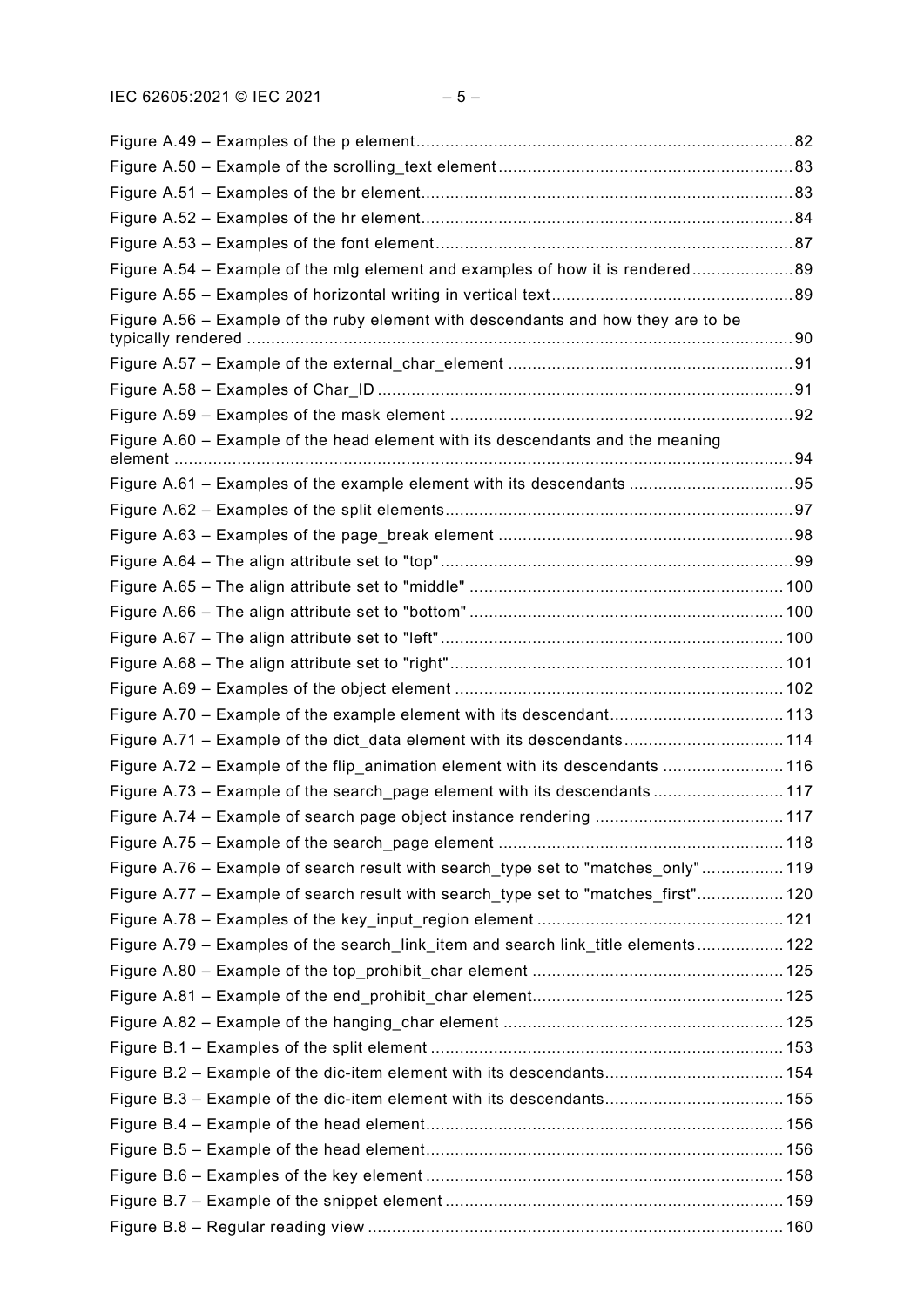Figure A.49 – Examples of the p element ... 82
Figure A.50 – Example of the scrolling_text element ... 83
Figure A.51 – Examples of the br element ... 83
Figure A.52 – Examples of the hr element ... 84
Figure A.53 – Examples of the font element ... 87
Figure A.54 – Example of the mlg element and examples of how it is rendered ... 89
Figure A.55 – Examples of horizontal writing in vertical text ... 89
Figure A.56 – Example of the ruby element with descendants and how they are to be typically rendered ... 90
Figure A.57 – Example of the external_char_element ... 91
Figure A.58 – Examples of Char_ID ... 91
Figure A.59 – Examples of the mask element ... 92
Figure A.60 – Example of the head element with its descendants and the meaning element ... 94
Figure A.61 – Examples of the example element with its descendants ... 95
Figure A.62 – Examples of the split elements ... 97
Figure A.63 – Examples of the page_break element ... 98
Figure A.64 – The align attribute set to "top" ... 99
Figure A.65 – The align attribute set to "middle" ... 100
Figure A.66 – The align attribute set to "bottom" ... 100
Figure A.67 – The align attribute set to "left" ... 100
Figure A.68 – The align attribute set to "right" ... 101
Figure A.69 – Examples of the object element ... 102
Figure A.70 – Example of the example element with its descendant ... 113
Figure A.71 – Example of the dict_data element with its descendants ... 114
Figure A.72 – Example of the flip_animation element with its descendants ... 116
Figure A.73 – Example of the search_page element with its descendants ... 117
Figure A.74 – Example of search page object instance rendering ... 117
Figure A.75 – Example of the search_page element ... 118
Figure A.76 – Example of search result with search_type set to "matches_only" ... 119
Figure A.77 – Example of search result with search_type set to "matches_first" ... 120
Figure A.78 – Examples of the key_input_region element ... 121
Figure A.79 – Examples of the search_link_item and search link_title elements ... 122
Figure A.80 – Example of the top_prohibit_char element ... 125
Figure A.81 – Example of the end_prohibit_char element ... 125
Figure A.82 – Example of the hanging_char element ... 125
Figure B.1 – Examples of the split element ... 153
Figure B.2 – Example of the dic-item element with its descendants ... 154
Figure B.3 – Example of the dic-item element with its descendants ... 155
Figure B.4 – Example of the head element ... 156
Figure B.5 – Example of the head element ... 156
Figure B.6 – Examples of the key element ... 158
Figure B.7 – Example of the snippet element ... 159
Figure B.8 – Regular reading view ... 160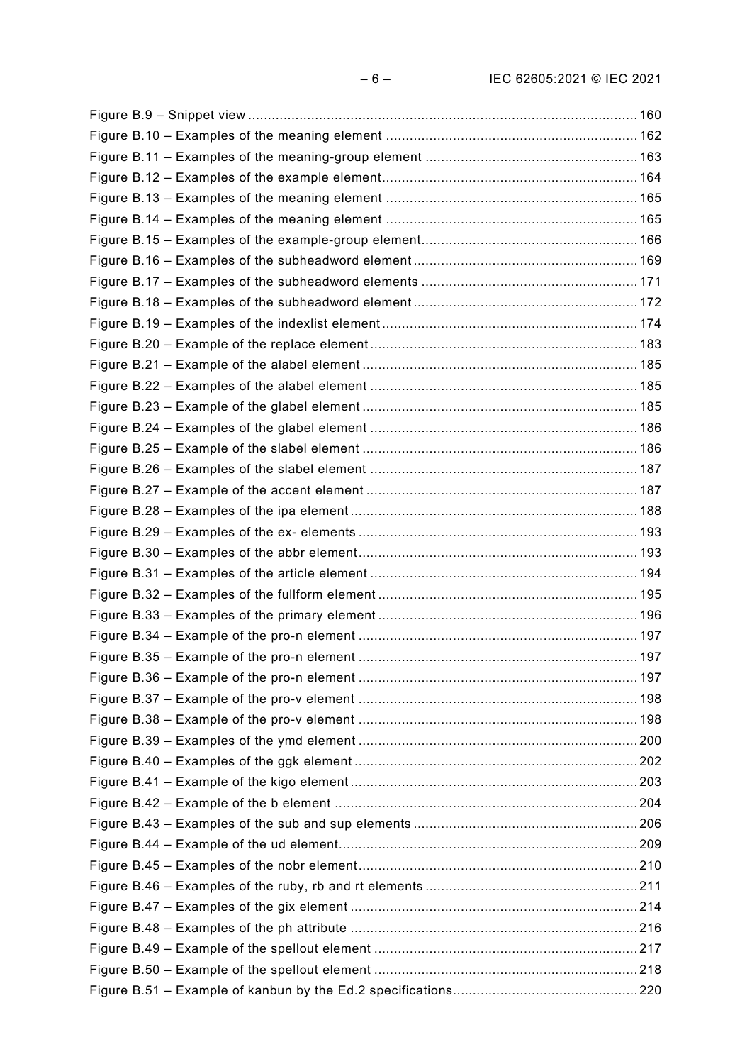Figure B.9 – Snippet view .................................................................................................... 160
Figure B.10 – Examples of the meaning element ................................................................ 162
Figure B.11 – Examples of the meaning-group element ...................................................... 163
Figure B.12 – Examples of the example element................................................................. 164
Figure B.13 – Examples of the meaning element ................................................................ 165
Figure B.14 – Examples of the meaning element ................................................................ 165
Figure B.15 – Examples of the example-group element....................................................... 166
Figure B.16 – Examples of the subheadword element ......................................................... 169
Figure B.17 – Examples of the subheadword elements ....................................................... 171
Figure B.18 – Examples of the subheadword element ......................................................... 172
Figure B.19 – Examples of the indexlist element ................................................................. 174
Figure B.20 – Example of the replace element .................................................................... 183
Figure B.21 – Example of the alabel element ...................................................................... 185
Figure B.22 – Examples of the alabel element .................................................................... 185
Figure B.23 – Example of the glabel element ...................................................................... 185
Figure B.24 – Examples of the glabel element .................................................................... 186
Figure B.25 – Example of the slabel element ...................................................................... 186
Figure B.26 – Examples of the slabel element .................................................................... 187
Figure B.27 – Example of the accent element ..................................................................... 187
Figure B.28 – Examples of the ipa element ......................................................................... 188
Figure B.29 – Examples of the ex- elements ....................................................................... 193
Figure B.30 – Examples of the abbr element....................................................................... 193
Figure B.31 – Examples of the article element .................................................................... 194
Figure B.32 – Examples of the fullform element .................................................................. 195
Figure B.33 – Examples of the primary element .................................................................. 196
Figure B.34 – Example of the pro-n element ....................................................................... 197
Figure B.35 – Example of the pro-n element ....................................................................... 197
Figure B.36 – Example of the pro-n element ....................................................................... 197
Figure B.37 – Example of the pro-v element ....................................................................... 198
Figure B.38 – Example of the pro-v element ....................................................................... 198
Figure B.39 – Examples of the ymd element ....................................................................... 200
Figure B.40 – Examples of the ggk element ........................................................................ 202
Figure B.41 – Example of the kigo element ......................................................................... 203
Figure B.42 – Example of the b element ............................................................................. 204
Figure B.43 – Examples of the sub and sup elements ......................................................... 206
Figure B.44 – Example of the ud element............................................................................ 209
Figure B.45 – Examples of the nobr element....................................................................... 210
Figure B.46 – Examples of the ruby, rb and rt elements ...................................................... 211
Figure B.47 – Examples of the gix element ......................................................................... 214
Figure B.48 – Examples of the ph attribute ......................................................................... 216
Figure B.49 – Example of the spellout element ................................................................... 217
Figure B.50 – Example of the spellout element ................................................................... 218
Figure B.51 – Example of kanbun by the Ed.2 specifications............................................... 220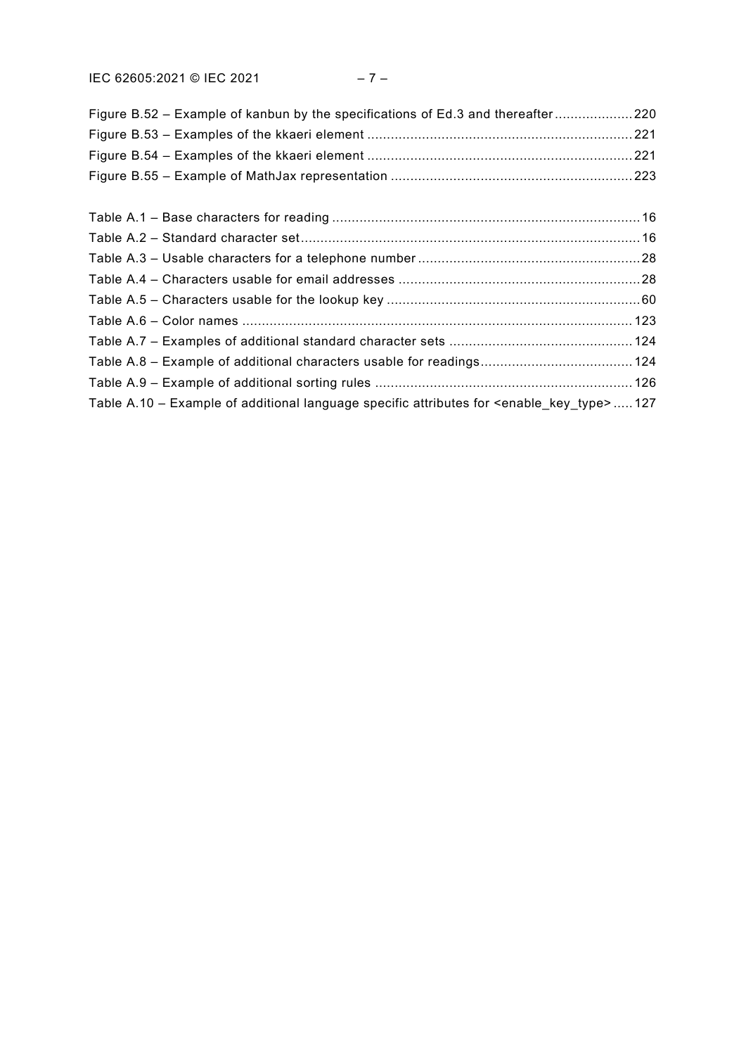Figure B.52 – Example of kanbun by the specifications of Ed.3 and thereafter .................... 220
Figure B.53 – Examples of the kkaeri element .................................................................... 221
Figure B.54 – Examples of the kkaeri element .................................................................... 221
Figure B.55 – Example of MathJax representation .............................................................. 223

Table A.1 – Base characters for reading ............................................................................... 16
Table A.2 – Standard character set ....................................................................................... 16
Table A.3 – Usable characters for a telephone number ......................................................... 28
Table A.4 – Characters usable for email addresses .............................................................. 28
Table A.5 – Characters usable for the lookup key ................................................................. 60
Table A.6 – Color names .................................................................................................... 123
Table A.7 – Examples of additional standard character sets ............................................... 124
Table A.8 – Example of additional characters usable for readings ....................................... 124
Table A.9 – Example of additional sorting rules .................................................................. 126
Table A.10 – Example of additional language specific attributes for <enable_key_type> ..... 127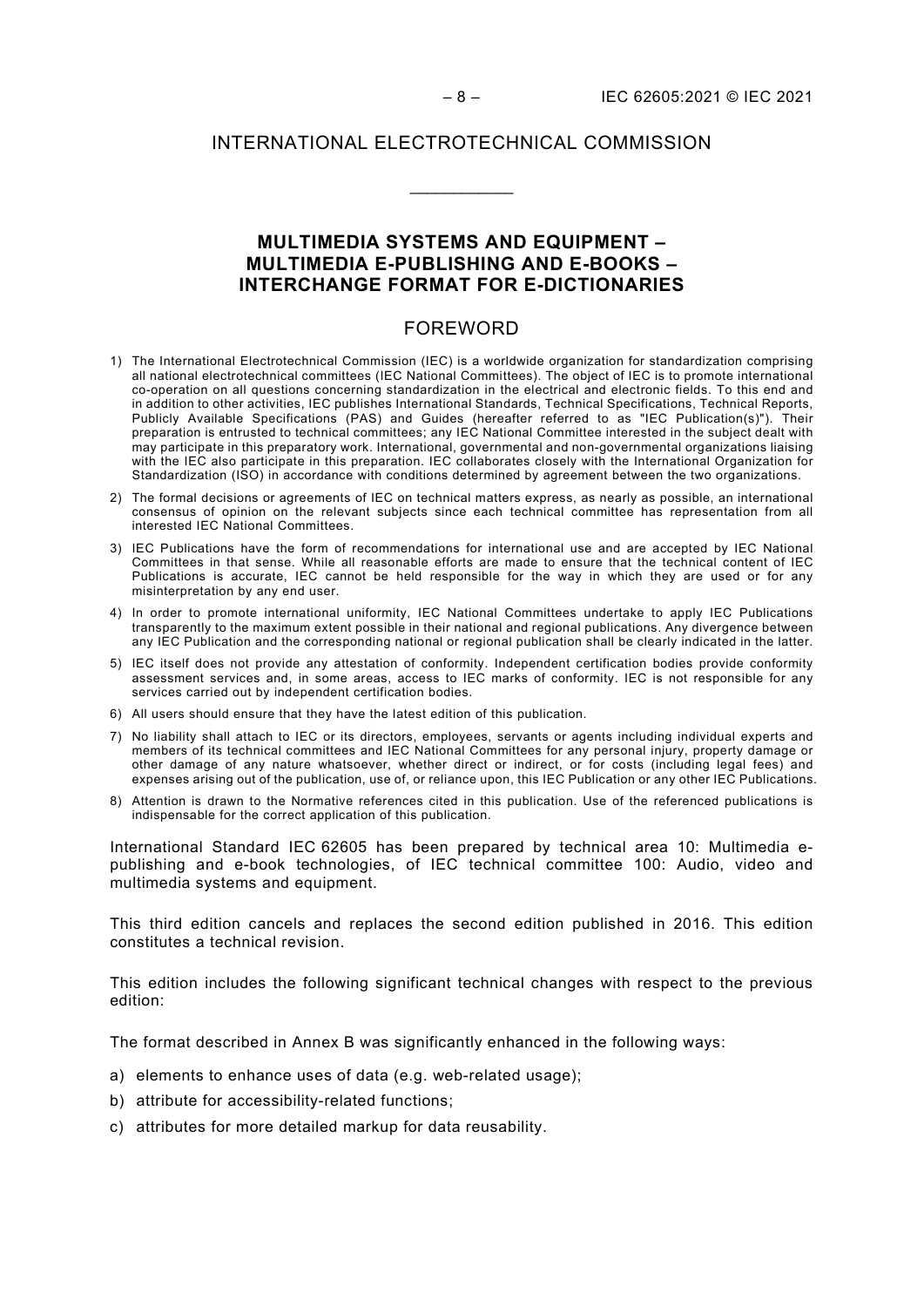# INTERNATIONAL ELECTROTECHNICAL COMMISSION

\_\_\_\_\_\_\_\_\_\_\_\_

## MULTIMEDIA SYSTEMS AND EQUIPMENT – MULTIMEDIA E-PUBLISHING AND E-BOOKS – INTERCHANGE FORMAT FOR E-DICTIONARIES

## FOREWORD

1) The International Electrotechnical Commission (IEC) is a worldwide organization for standardization comprising all national electrotechnical committees (IEC National Committees). The object of IEC is to promote international co-operation on all questions concerning standardization in the electrical and electronic fields. To this end and in addition to other activities, IEC publishes International Standards, Technical Specifications, Technical Reports, Publicly Available Specifications (PAS) and Guides (hereafter referred to as "IEC Publication(s)"). Their preparation is entrusted to technical committees; any IEC National Committee interested in the subject dealt with may participate in this preparatory work. International, governmental and non-governmental organizations liaising with the IEC also participate in this preparation. IEC collaborates closely with the International Organization for Standardization (ISO) in accordance with conditions determined by agreement between the two organizations.
2) The formal decisions or agreements of IEC on technical matters express, as nearly as possible, an international consensus of opinion on the relevant subjects since each technical committee has representation from all interested IEC National Committees.
3) IEC Publications have the form of recommendations for international use and are accepted by IEC National Committees in that sense. While all reasonable efforts are made to ensure that the technical content of IEC Publications is accurate, IEC cannot be held responsible for the way in which they are used or for any misinterpretation by any end user.
4) In order to promote international uniformity, IEC National Committees undertake to apply IEC Publications transparently to the maximum extent possible in their national and regional publications. Any divergence between any IEC Publication and the corresponding national or regional publication shall be clearly indicated in the latter.
5) IEC itself does not provide any attestation of conformity. Independent certification bodies provide conformity assessment services and, in some areas, access to IEC marks of conformity. IEC is not responsible for any services carried out by independent certification bodies.
6) All users should ensure that they have the latest edition of this publication.
7) No liability shall attach to IEC or its directors, employees, servants or agents including individual experts and members of its technical committees and IEC National Committees for any personal injury, property damage or other damage of any nature whatsoever, whether direct or indirect, or for costs (including legal fees) and expenses arising out of the publication, use of, or reliance upon, this IEC Publication or any other IEC Publications.
8) Attention is drawn to the Normative references cited in this publication. Use of the referenced publications is indispensable for the correct application of this publication.

International Standard IEC 62605 has been prepared by technical area 10: Multimedia e-publishing and e-book technologies, of IEC technical committee 100: Audio, video and multimedia systems and equipment.

This third edition cancels and replaces the second edition published in 2016. This edition constitutes a technical revision.

This edition includes the following significant technical changes with respect to the previous edition:

The format described in Annex B was significantly enhanced in the following ways:

a) elements to enhance uses of data (e.g. web-related usage);
b) attribute for accessibility-related functions;
c) attributes for more detailed markup for data reusability.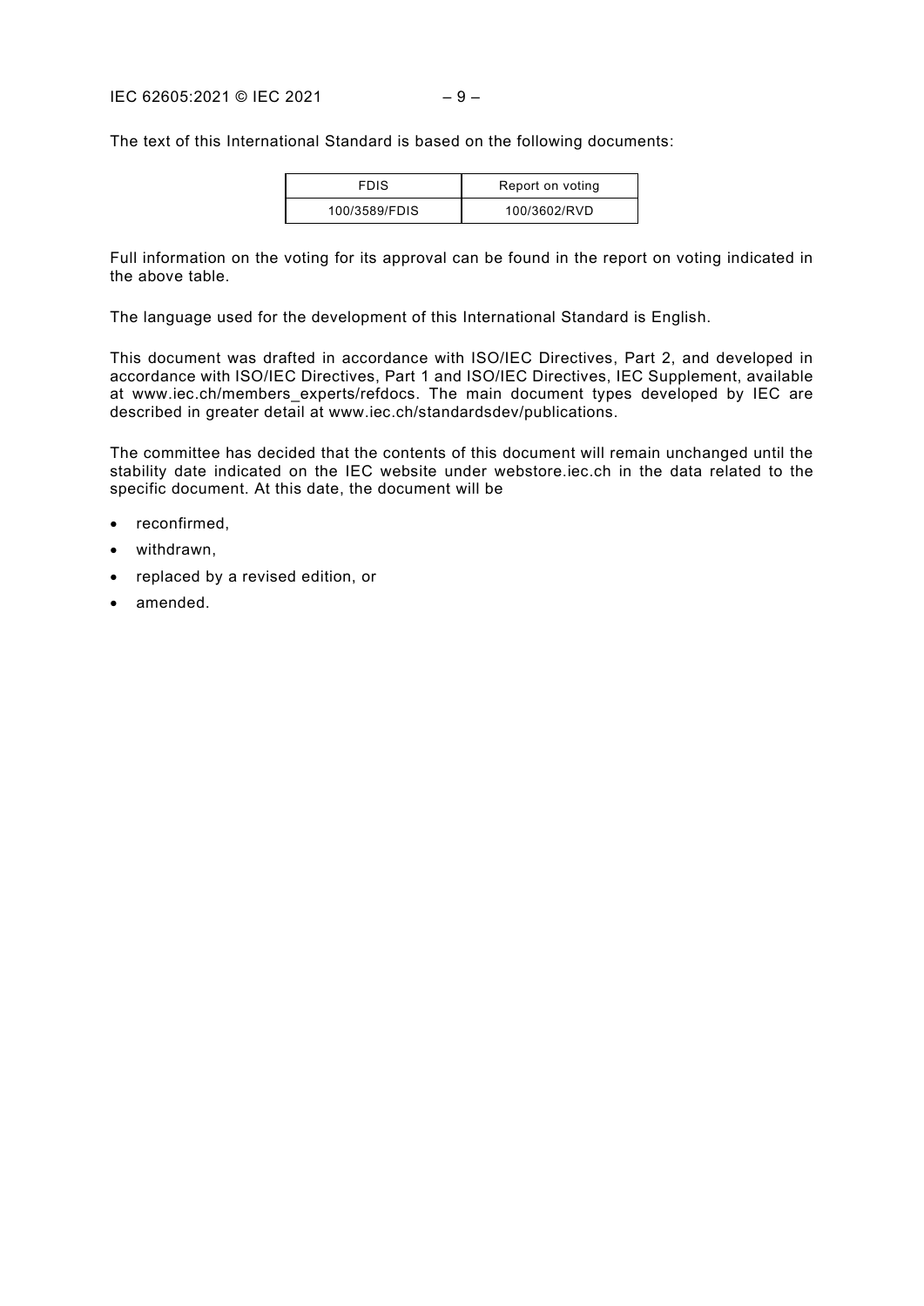The text of this International Standard is based on the following documents:

| FDIS | Report on voting |
| --- | --- |
| 100/3589/FDIS | 100/3602/RVD |

Full information on the voting for its approval can be found in the report on voting indicated in the above table.

The language used for the development of this International Standard is English.

This document was drafted in accordance with ISO/IEC Directives, Part 2, and developed in accordance with ISO/IEC Directives, Part 1 and ISO/IEC Directives, IEC Supplement, available at www.iec.ch/members_experts/refdocs. The main document types developed by IEC are described in greater detail at www.iec.ch/standardsdev/publications.

The committee has decided that the contents of this document will remain unchanged until the stability date indicated on the IEC website under webstore.iec.ch in the data related to the specific document. At this date, the document will be

- reconfirmed,
- withdrawn,
- replaced by a revised edition, or
- amended.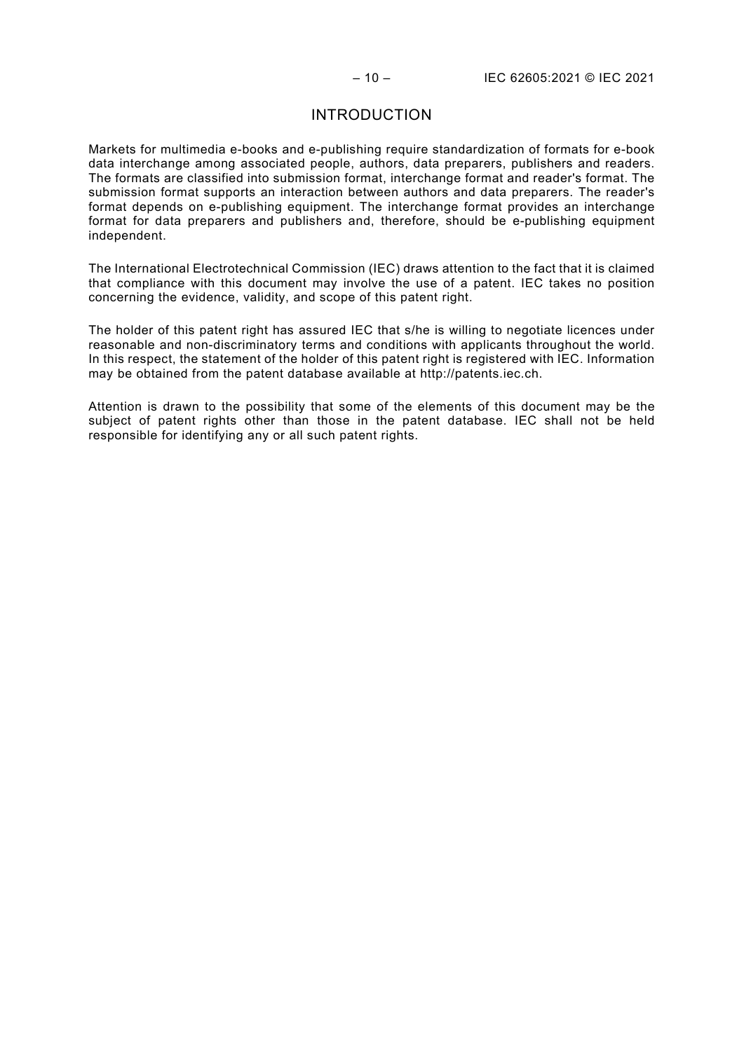# INTRODUCTION

Markets for multimedia e-books and e-publishing require standardization of formats for e-book data interchange among associated people, authors, data preparers, publishers and readers. The formats are classified into submission format, interchange format and reader's format. The submission format supports an interaction between authors and data preparers. The reader's format depends on e-publishing equipment. The interchange format provides an interchange format for data preparers and publishers and, therefore, should be e-publishing equipment independent.

The International Electrotechnical Commission (IEC) draws attention to the fact that it is claimed that compliance with this document may involve the use of a patent. IEC takes no position concerning the evidence, validity, and scope of this patent right.

The holder of this patent right has assured IEC that s/he is willing to negotiate licences under reasonable and non-discriminatory terms and conditions with applicants throughout the world. In this respect, the statement of the holder of this patent right is registered with IEC. Information may be obtained from the patent database available at http://patents.iec.ch.

Attention is drawn to the possibility that some of the elements of this document may be the subject of patent rights other than those in the patent database. IEC shall not be held responsible for identifying any or all such patent rights.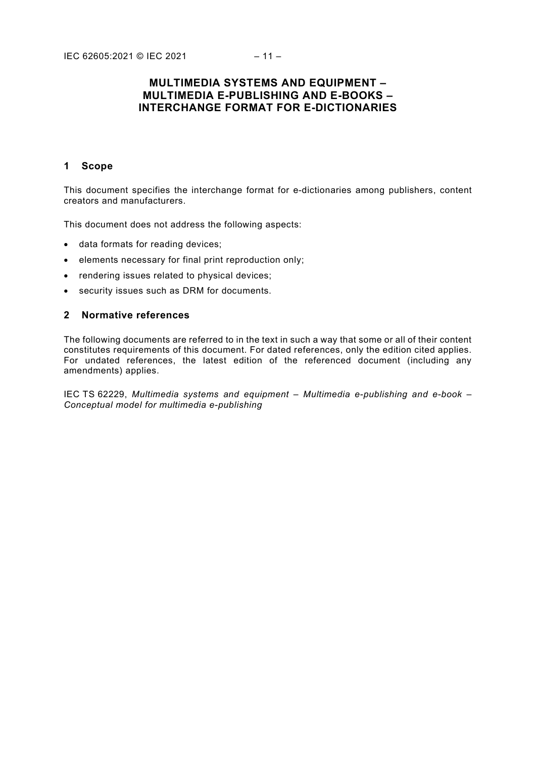# MULTIMEDIA SYSTEMS AND EQUIPMENT – MULTIMEDIA E-PUBLISHING AND E-BOOKS – INTERCHANGE FORMAT FOR E-DICTIONARIES

## 1 Scope

This document specifies the interchange format for e-dictionaries among publishers, content creators and manufacturers.

This document does not address the following aspects:

- data formats for reading devices;
- elements necessary for final print reproduction only;
- rendering issues related to physical devices;
- security issues such as DRM for documents.

## 2 Normative references

The following documents are referred to in the text in such a way that some or all of their content constitutes requirements of this document. For dated references, only the edition cited applies. For undated references, the latest edition of the referenced document (including any amendments) applies.

IEC TS 62229, *Multimedia systems and equipment – Multimedia e-publishing and e-book – Conceptual model for multimedia e-publishing*